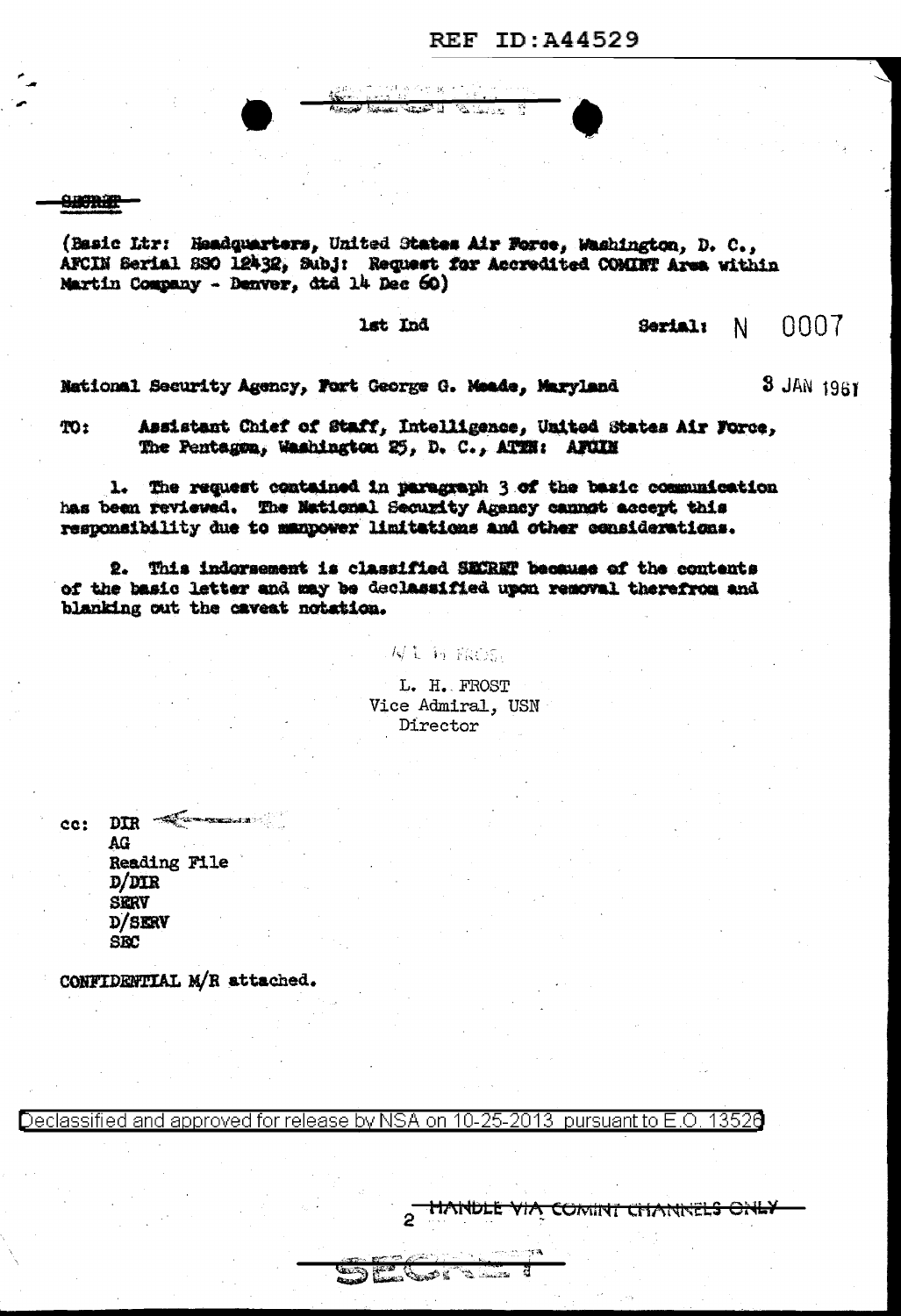REF ID:A44529

~~SECRET~~

(Basic Ltr: Headquarters, United States Air Force, Washington, D. C., AFCIN Serial SSO 12432, Subj: Request for Accredited COMINT Area within Martin Company - Denver, dtd 14 Dec 60)

1st Ind

Serial: N 0007

National Security Agency, Fort George G. Meade, Maryland

3 JAN 1961

TO: Assistant Chief of Staff, Intelligence, United States Air Force, The Pentagon, Washington 25, D. C., ATTN: AFCIN

1. The request contained in paragraph 3 of the basic communication has been reviewed. The National Security Agency cannot accept this responsibility due to manpower limitations and other considerations.

2. This indorsement is classified SECRET because of the contents of the basic letter and may be declassified upon removal therefrom and blanking out the caveat notation.

L. H. FROST

L. H. FROST
Vice Admiral, USN
Director

cc: DIR
AG
Reading File
D/DIR
SERV
D/SERV
SEC

CONFIDENTIAL M/R attached.

Declassified and approved for release by NSA on 10-25-2013 pursuant to E.O. 13526

~~HANDLE VIA COMINT CHANNELS ONLY~~

SECRET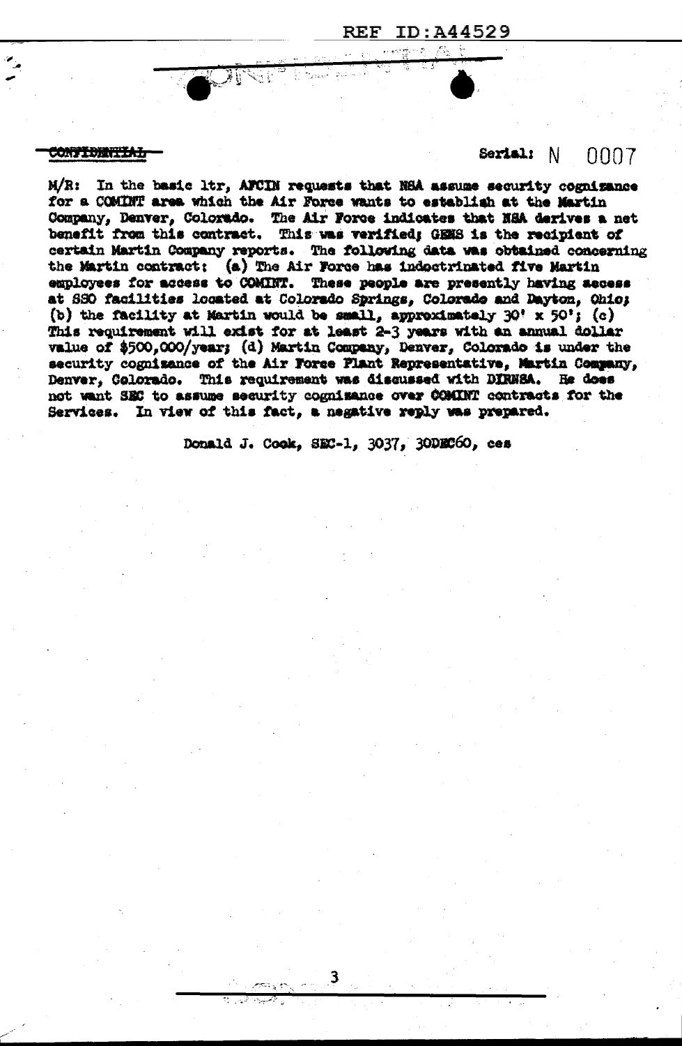CONFIDENTIAL

Serial: N 0007

M/R: In the basic ltr, AFCIN requests that NSA assume security cognizance for a COMINT area which the Air Force wants to establish at the Martin Company, Denver, Colorado. The Air Force indicates that NSA derives a net benefit from this contract. This was verified; GENS is the recipient of certain Martin Company reports. The following data was obtained concerning the Martin contract: (a) The Air Force has indoctrinated five Martin employees for access to COMINT. These people are presently having access at SSO facilities located at Colorado Springs, Colorado and Dayton, Ohio; (b) the facility at Martin would be small, approximately 30' x 50'; (c) This requirement will exist for at least 2-3 years with an annual dollar value of $500,000/year; (d) Martin Company, Denver, Colorado is under the security cognizance of the Air Force Plant Representative, Martin Company, Denver, Colorado. This requirement was discussed with DIRNSA. He does not want SEC to assume security cognizance over COMINT contracts for the Services. In view of this fact, a negative reply was prepared.

Donald J. Cook, SEC-1, 3037, 30DEC60, ces